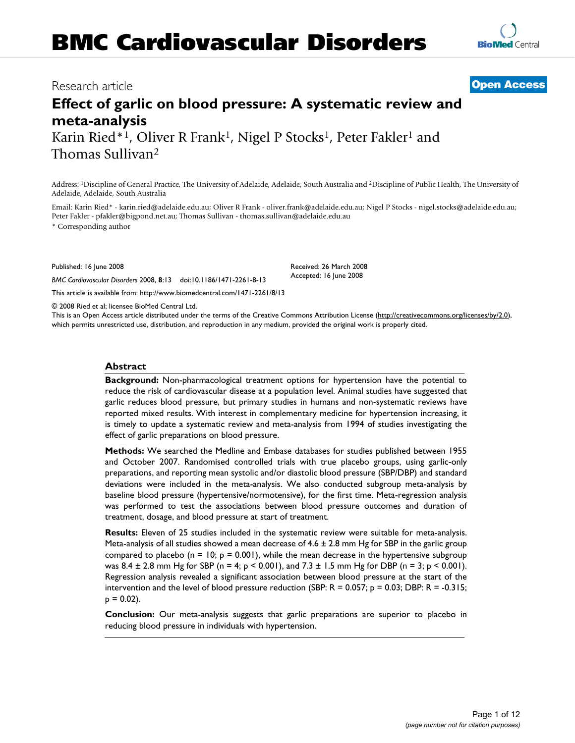# BMC Cardiovascular Disorders

Research article

**Open Access**

# Effect of garlic on blood pressure: A systematic review and meta-analysis

Karin Ried*[1], Oliver R Frank[1], Nigel P Stocks[1], Peter Fakler[1] and Thomas Sullivan[2]

Address: [1]Discipline of General Practice, The University of Adelaide, Adelaide, South Australia and [2]Discipline of Public Health, The University of Adelaide, Adelaide, South Australia

Email: Karin Ried* - karin.ried@adelaide.edu.au; Oliver R Frank - oliver.frank@adelaide.edu.au; Nigel P Stocks - nigel.stocks@adelaide.edu.au; Peter Fakler - pfakler@bigpond.net.au; Thomas Sullivan - thomas.sullivan@adelaide.edu.au

\* Corresponding author

Published: 16 June 2008

*BMC Cardiovascular Disorders* 2008, **8**:13 doi:10.1186/1471-2261-8-13

Received: 26 March 2008
Accepted: 16 June 2008

This article is available from: http://www.biomedcentral.com/1471-2261/8/13

© 2008 Ried et al; licensee BioMed Central Ltd.

This is an Open Access article distributed under the terms of the Creative Commons Attribution License (http://creativecommons.org/licenses/by/2.0), which permits unrestricted use, distribution, and reproduction in any medium, provided the original work is properly cited.

## Abstract

**Background:** Non-pharmacological treatment options for hypertension have the potential to reduce the risk of cardiovascular disease at a population level. Animal studies have suggested that garlic reduces blood pressure, but primary studies in humans and non-systematic reviews have reported mixed results. With interest in complementary medicine for hypertension increasing, it is timely to update a systematic review and meta-analysis from 1994 of studies investigating the effect of garlic preparations on blood pressure.

**Methods:** We searched the Medline and Embase databases for studies published between 1955 and October 2007. Randomised controlled trials with true placebo groups, using garlic-only preparations, and reporting mean systolic and/or diastolic blood pressure (SBP/DBP) and standard deviations were included in the meta-analysis. We also conducted subgroup meta-analysis by baseline blood pressure (hypertensive/normotensive), for the first time. Meta-regression analysis was performed to test the associations between blood pressure outcomes and duration of treatment, dosage, and blood pressure at start of treatment.

**Results:** Eleven of 25 studies included in the systematic review were suitable for meta-analysis. Meta-analysis of all studies showed a mean decrease of 4.6 ± 2.8 mm Hg for SBP in the garlic group compared to placebo ($n = 10$; $p = 0.001$), while the mean decrease in the hypertensive subgroup was 8.4 ± 2.8 mm Hg for SBP ($n = 4$; $p < 0.001$), and 7.3 ± 1.5 mm Hg for DBP ($n = 3$; $p < 0.001$). Regression analysis revealed a significant association between blood pressure at the start of the intervention and the level of blood pressure reduction (SBP: $R = 0.057$; $p = 0.03$; DBP: $R = -0.315$; $p = 0.02$).

**Conclusion:** Our meta-analysis suggests that garlic preparations are superior to placebo in reducing blood pressure in individuals with hypertension.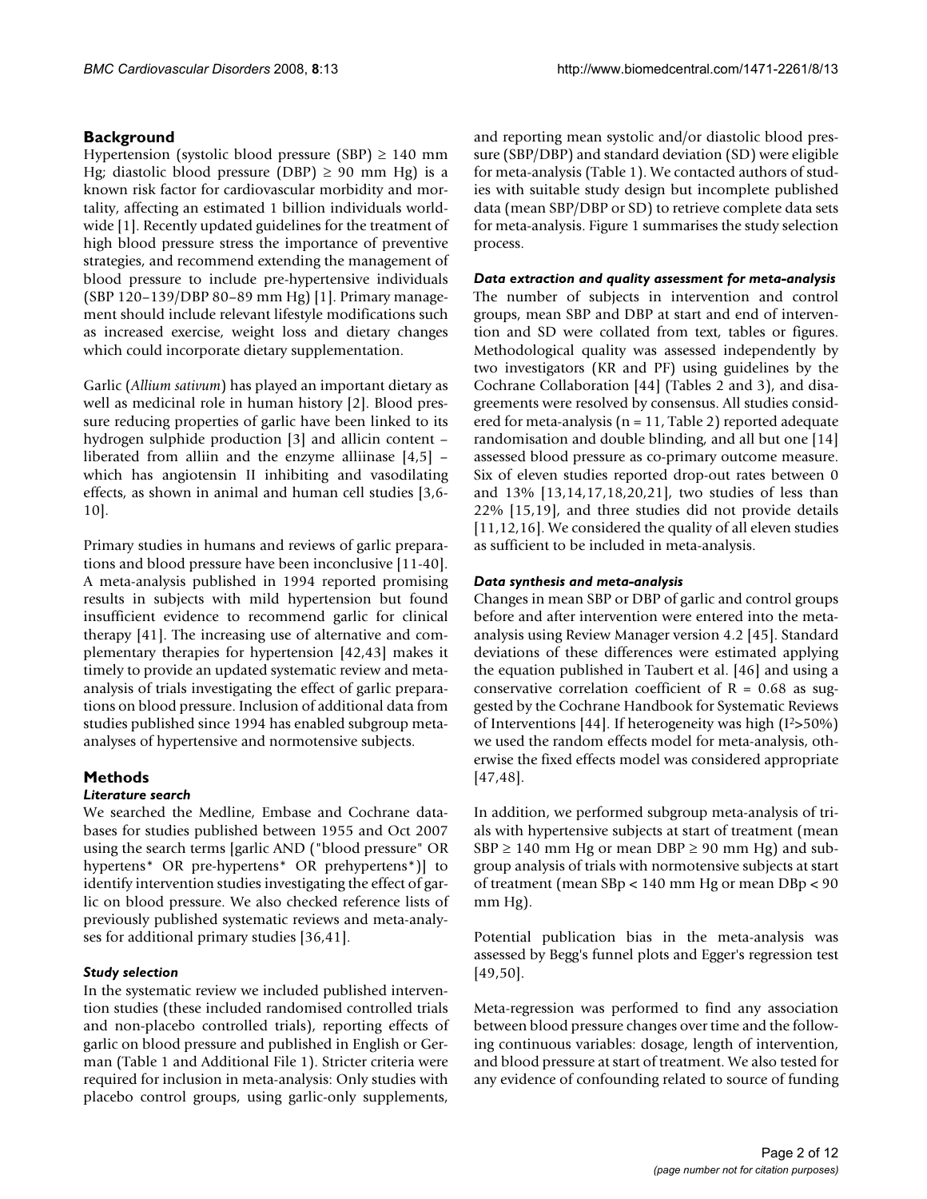## Background

Hypertension (systolic blood pressure (SBP) ≥ 140 mm Hg; diastolic blood pressure (DBP) ≥ 90 mm Hg) is a known risk factor for cardiovascular morbidity and mortality, affecting an estimated 1 billion individuals worldwide [1]. Recently updated guidelines for the treatment of high blood pressure stress the importance of preventive strategies, and recommend extending the management of blood pressure to include pre-hypertensive individuals (SBP 120–139/DBP 80–89 mm Hg) [1]. Primary management should include relevant lifestyle modifications such as increased exercise, weight loss and dietary changes which could incorporate dietary supplementation.

Garlic (*Allium sativum*) has played an important dietary as well as medicinal role in human history [2]. Blood pressure reducing properties of garlic have been linked to its hydrogen sulphide production [3] and allicin content – liberated from alliin and the enzyme alliinase [4,5] – which has angiotensin II inhibiting and vasodilating effects, as shown in animal and human cell studies [3,6-10].

Primary studies in humans and reviews of garlic preparations and blood pressure have been inconclusive [11-40]. A meta-analysis published in 1994 reported promising results in subjects with mild hypertension but found insufficient evidence to recommend garlic for clinical therapy [41]. The increasing use of alternative and complementary therapies for hypertension [42,43] makes it timely to provide an updated systematic review and meta-analysis of trials investigating the effect of garlic preparations on blood pressure. Inclusion of additional data from studies published since 1994 has enabled subgroup meta-analyses of hypertensive and normotensive subjects.

## Methods

### *Literature search*

We searched the Medline, Embase and Cochrane databases for studies published between 1955 and Oct 2007 using the search terms [garlic AND ("blood pressure" OR hypertens* OR pre-hypertens* OR prehypertens*)] to identify intervention studies investigating the effect of garlic on blood pressure. We also checked reference lists of previously published systematic reviews and meta-analyses for additional primary studies [36,41].

### *Study selection*

In the systematic review we included published intervention studies (these included randomised controlled trials and non-placebo controlled trials), reporting effects of garlic on blood pressure and published in English or German (Table 1 and Additional File 1). Stricter criteria were required for inclusion in meta-analysis: Only studies with placebo control groups, using garlic-only supplements, and reporting mean systolic and/or diastolic blood pressure (SBP/DBP) and standard deviation (SD) were eligible for meta-analysis (Table 1). We contacted authors of studies with suitable study design but incomplete published data (mean SBP/DBP or SD) to retrieve complete data sets for meta-analysis. Figure 1 summarises the study selection process.

### *Data extraction and quality assessment for meta-analysis*

The number of subjects in intervention and control groups, mean SBP and DBP at start and end of intervention and SD were collated from text, tables or figures. Methodological quality was assessed independently by two investigators (KR and PF) using guidelines by the Cochrane Collaboration [44] (Tables 2 and 3), and disagreements were resolved by consensus. All studies considered for meta-analysis (n = 11, Table 2) reported adequate randomisation and double blinding, and all but one [14] assessed blood pressure as co-primary outcome measure. Six of eleven studies reported drop-out rates between 0 and 13% [13,14,17,18,20,21], two studies of less than 22% [15,19], and three studies did not provide details [11,12,16]. We considered the quality of all eleven studies as sufficient to be included in meta-analysis.

### *Data synthesis and meta-analysis*

Changes in mean SBP or DBP of garlic and control groups before and after intervention were entered into the meta-analysis using Review Manager version 4.2 [45]. Standard deviations of these differences were estimated applying the equation published in Taubert et al. [46] and using a conservative correlation coefficient of $R = 0.68$ as suggested by the Cochrane Handbook for Systematic Reviews of Interventions [44]. If heterogeneity was high ($I^2$>50%) we used the random effects model for meta-analysis, otherwise the fixed effects model was considered appropriate [47,48].

In addition, we performed subgroup meta-analysis of trials with hypertensive subjects at start of treatment (mean SBP ≥ 140 mm Hg or mean DBP ≥ 90 mm Hg) and subgroup analysis of trials with normotensive subjects at start of treatment (mean SBp < 140 mm Hg or mean DBp < 90 mm Hg).

Potential publication bias in the meta-analysis was assessed by Begg's funnel plots and Egger's regression test [49,50].

Meta-regression was performed to find any association between blood pressure changes over time and the following continuous variables: dosage, length of intervention, and blood pressure at start of treatment. We also tested for any evidence of confounding related to source of funding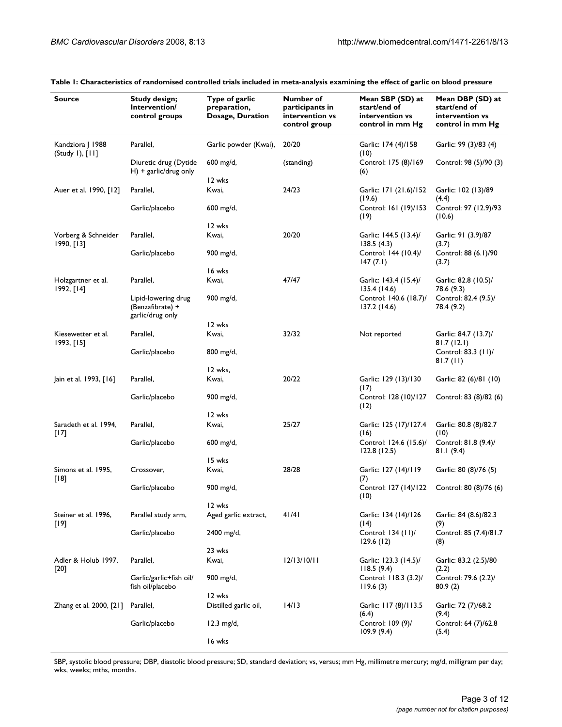**Table 1: Characteristics of randomised controlled trials included in meta-analysis examining the effect of garlic on blood pressure**

| Source | Study design; Intervention/ control groups | Type of garlic preparation, Dosage, Duration | Number of participants in intervention vs control group | Mean SBP (SD) at start/end of intervention vs control in mm Hg | Mean DBP (SD) at start/end of intervention vs control in mm Hg |
|---|---|---|---|---|---|
| Kandziora J 1988 (Study 1), [11] | Parallel, Diuretic drug (Dytide H) + garlic/drug only | Garlic powder (Kwai), 600 mg/d, 12 wks | 20/20 (standing) | Garlic: 174 (4)/158 (10) Control: 175 (8)/169 (6) | Garlic: 99 (3)/83 (4) Control: 98 (5)/90 (3) |
| Auer et al. 1990, [12] | Parallel, Garlic/placebo | Kwai, 600 mg/d, 12 wks | 24/23 | Garlic: 171 (21.6)/152 (19.6) Control: 161 (19)/153 (19) | Garlic: 102 (13)/89 (4.4) Control: 97 (12.9)/93 (10.6) |
| Vorberg & Schneider 1990, [13] | Parallel, Garlic/placebo | Kwai, 900 mg/d, 16 wks | 20/20 | Garlic: 144.5 (13.4)/ 138.5 (4.3) Control: 144 (10.4)/ 147 (7.1) | Garlic: 91 (3.9)/87 (3.7) Control: 88 (6.1)/90 (3.7) |
| Holzgartner et al. 1992, [14] | Parallel, Lipid-lowering drug (Benzafibrate) + garlic/drug only | Kwai, 900 mg/d, 12 wks | 47/47 | Garlic: 143.4 (15.4)/ 135.4 (14.6) Control: 140.6 (18.7)/ 137.2 (14.6) | Garlic: 82.8 (10.5)/ 78.6 (9.3) Control: 82.4 (9.5)/ 78.4 (9.2) |
| Kiesewetter et al. 1993, [15] | Parallel, Garlic/placebo | Kwai, 800 mg/d, 12 wks, | 32/32 | Not reported | Garlic: 84.7 (13.7)/ 81.7 (12.1) Control: 83.3 (11)/ 81.7 (11) |
| Jain et al. 1993, [16] | Parallel, Garlic/placebo | Kwai, 900 mg/d, 12 wks | 20/22 | Garlic: 129 (13)/130 (17) Control: 128 (10)/127 (12) | Garlic: 82 (6)/81 (10) Control: 83 (8)/82 (6) |
| Saradeth et al. 1994, [17] | Parallel, Garlic/placebo | Kwai, 600 mg/d, 15 wks | 25/27 | Garlic: 125 (17)/127.4 (16) Control: 124.6 (15.6)/ 122.8 (12.5) | Garlic: 80.8 (8)/82.7 (10) Control: 81.8 (9.4)/ 81.1 (9.4) |
| Simons et al. 1995, [18] | Crossover, Garlic/placebo | Kwai, 900 mg/d, 12 wks | 28/28 | Garlic: 127 (14)/119 (7) Control: 127 (14)/122 (10) | Garlic: 80 (8)/76 (5) Control: 80 (8)/76 (6) |
| Steiner et al. 1996, [19] | Parallel study arm, Garlic/placebo | Aged garlic extract, 2400 mg/d, 23 wks | 41/41 | Garlic: 134 (14)/126 (14) Control: 134 (11)/ 129.6 (12) | Garlic: 84 (8.6)/82.3 (9) Control: 85 (7.4)/81.7 (8) |
| Adler & Holub 1997, [20] | Parallel, Garlic/garlic+fish oil/ fish oil/placebo | Kwai, 900 mg/d, 12 wks | 12/13/10/11 | Garlic: 123.3 (14.5)/ 118.5 (9.4) Control: 118.3 (3.2)/ 119.6 (3) | Garlic: 83.2 (2.5)/80 (2.2) Control: 79.6 (2.2)/ 80.9 (2) |
| Zhang et al. 2000, [21] | Parallel, Garlic/placebo | Distilled garlic oil, 12.3 mg/d, 16 wks | 14/13 | Garlic: 117 (8)/113.5 (6.4) Control: 109 (9)/ 109.9 (9.4) | Garlic: 72 (7)/68.2 (9.4) Control: 64 (7)/62.8 (5.4) |

SBP, systolic blood pressure; DBP, diastolic blood pressure; SD, standard deviation; vs, versus; mm Hg, millimetre mercury; mg/d, milligram per day; wks, weeks; mths, months.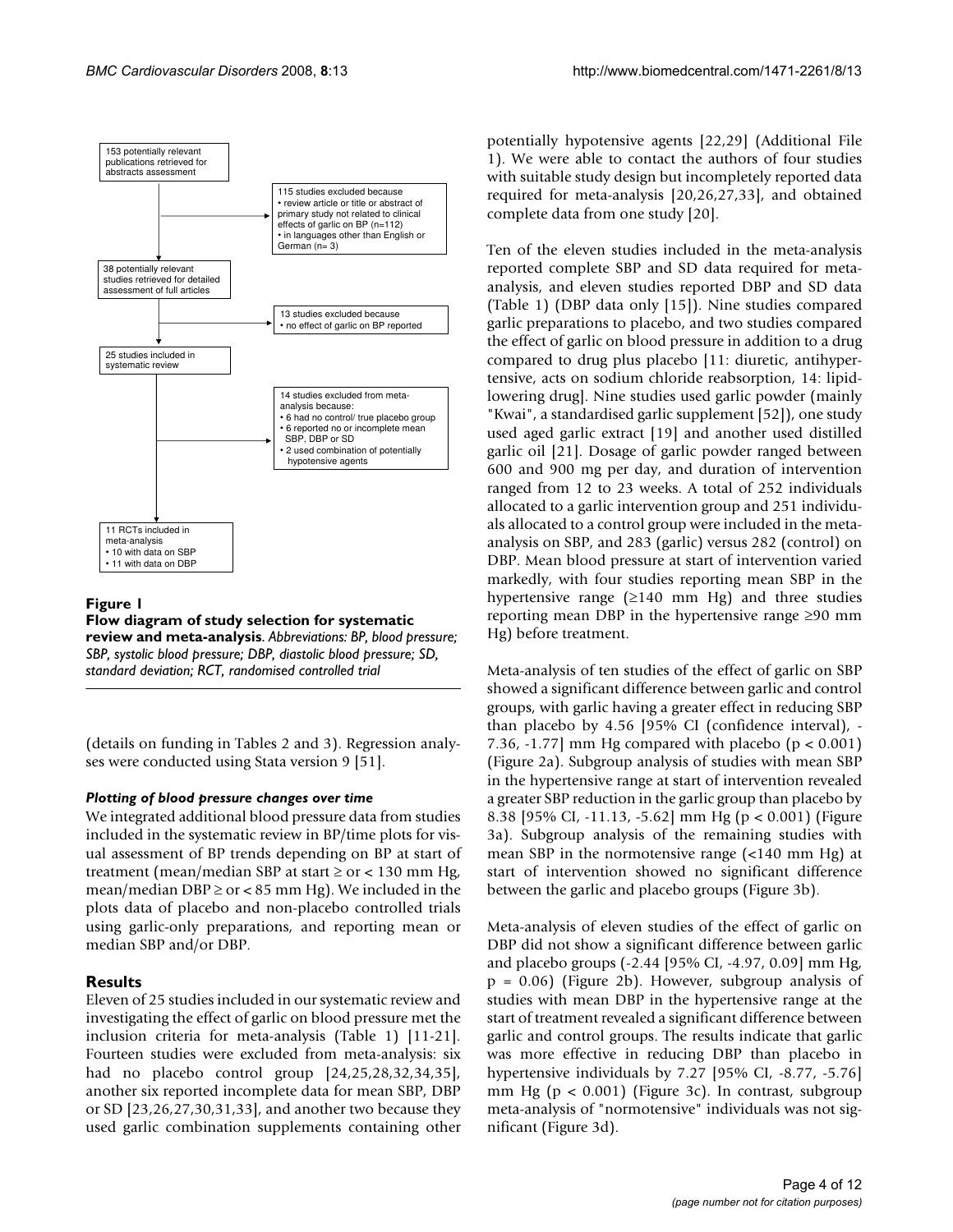153 potentially relevant publications retrieved for abstracts assessment

115 studies excluded because
- review article or title or abstract of primary study not related to clinical effects of garlic on BP (n=112)
- in languages other than English or German (n= 3)

38 potentially relevant studies retrieved for detailed assessment of full articles

13 studies excluded because
- no effect of garlic on BP reported

25 studies included in systematic review

14 studies excluded from meta-analysis because:
- 6 had no control/ true placebo group
- 6 reported no or incomplete mean SBP, DBP or SD
- 2 used combination of potentially hypotensive agents

11 RCTs included in meta-analysis
- 10 with data on SBP
- 11 with data on DBP

**Figure 1**

**Flow diagram of study selection for systematic review and meta-analysis**. *Abbreviations: BP, blood pressure; SBP, systolic blood pressure; DBP, diastolic blood pressure; SD, standard deviation; RCT, randomised controlled trial*

(details on funding in Tables 2 and 3). Regression analyses were conducted using Stata version 9 [51].

#### *Plotting of blood pressure changes over time*

We integrated additional blood pressure data from studies included in the systematic review in BP/time plots for visual assessment of BP trends depending on BP at start of treatment (mean/median SBP at start ≥ or < 130 mm Hg, mean/median DBP ≥ or < 85 mm Hg). We included in the plots data of placebo and non-placebo controlled trials using garlic-only preparations, and reporting mean or median SBP and/or DBP.

### Results

Eleven of 25 studies included in our systematic review and investigating the effect of garlic on blood pressure met the inclusion criteria for meta-analysis (Table 1) [11-21]. Fourteen studies were excluded from meta-analysis: six had no placebo control group [24,25,28,32,34,35], another six reported incomplete data for mean SBP, DBP or SD [23,26,27,30,31,33], and another two because they used garlic combination supplements containing other potentially hypotensive agents [22,29] (Additional File 1). We were able to contact the authors of four studies with suitable study design but incompletely reported data required for meta-analysis [20,26,27,33], and obtained complete data from one study [20].

Ten of the eleven studies included in the meta-analysis reported complete SBP and SD data required for meta-analysis, and eleven studies reported DBP and SD data (Table 1) (DBP data only [15]). Nine studies compared garlic preparations to placebo, and two studies compared the effect of garlic on blood pressure in addition to a drug compared to drug plus placebo [11: diuretic, antihypertensive, acts on sodium chloride reabsorption, 14: lipid-lowering drug]. Nine studies used garlic powder (mainly "Kwai", a standardised garlic supplement [52]), one study used aged garlic extract [19] and another used distilled garlic oil [21]. Dosage of garlic powder ranged between 600 and 900 mg per day, and duration of intervention ranged from 12 to 23 weeks. A total of 252 individuals allocated to a garlic intervention group and 251 individuals allocated to a control group were included in the meta-analysis on SBP, and 283 (garlic) versus 282 (control) on DBP. Mean blood pressure at start of intervention varied markedly, with four studies reporting mean SBP in the hypertensive range (≥140 mm Hg) and three studies reporting mean DBP in the hypertensive range ≥90 mm Hg) before treatment.

Meta-analysis of ten studies of the effect of garlic on SBP showed a significant difference between garlic and control groups, with garlic having a greater effect in reducing SBP than placebo by 4.56 [95% CI (confidence interval), -7.36, -1.77] mm Hg compared with placebo ($p < 0.001$) (Figure 2a). Subgroup analysis of studies with mean SBP in the hypertensive range at start of intervention revealed a greater SBP reduction in the garlic group than placebo by 8.38 [95% CI, -11.13, -5.62] mm Hg ($p < 0.001$) (Figure 3a). Subgroup analysis of the remaining studies with mean SBP in the normotensive range (<140 mm Hg) at start of intervention showed no significant difference between the garlic and placebo groups (Figure 3b).

Meta-analysis of eleven studies of the effect of garlic on DBP did not show a significant difference between garlic and placebo groups (-2.44 [95% CI, -4.97, 0.09] mm Hg, $p = 0.06$) (Figure 2b). However, subgroup analysis of studies with mean DBP in the hypertensive range at the start of treatment revealed a significant difference between garlic and control groups. The results indicate that garlic was more effective in reducing DBP than placebo in hypertensive individuals by 7.27 [95% CI, -8.77, -5.76] mm Hg ($p < 0.001$) (Figure 3c). In contrast, subgroup meta-analysis of "normotensive" individuals was not significant (Figure 3d).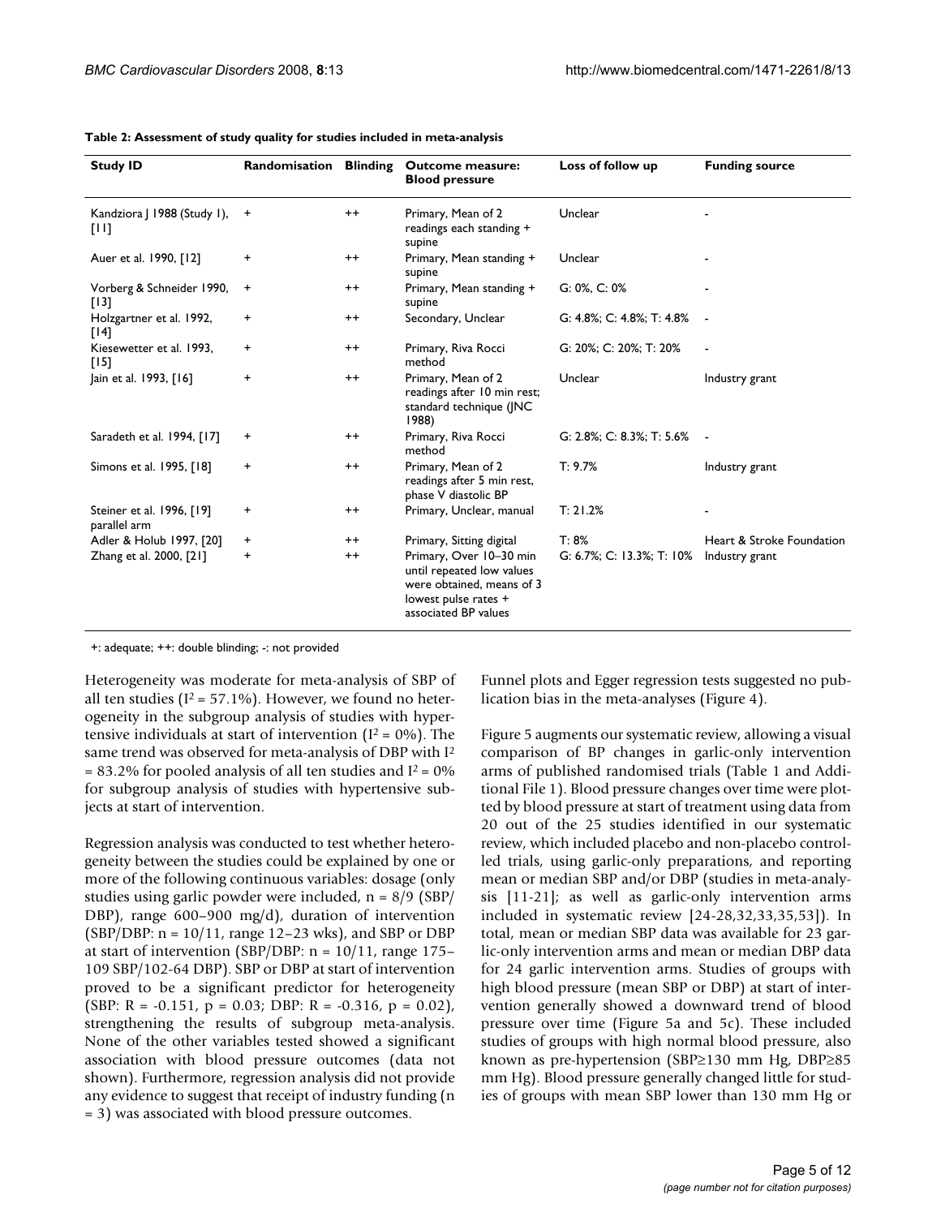**Table 2: Assessment of study quality for studies included in meta-analysis**

| Study ID | Randomisation | Blinding | Outcome measure: Blood pressure | Loss of follow up | Funding source |
|---|---|---|---|---|---|
| Kandziora J 1988 (Study 1), [11] | + | ++ | Primary, Mean of 2 readings each standing + supine | Unclear | - |
| Auer et al. 1990, [12] | + | ++ | Primary, Mean standing + supine | Unclear | - |
| Vorberg & Schneider 1990, [13] | + | ++ | Primary, Mean standing + supine | G: 0%, C: 0% | - |
| Holzgartner et al. 1992, [14] | + | ++ | Secondary, Unclear | G: 4.8%; C: 4.8%; T: 4.8% | - |
| Kiesewetter et al. 1993, [15] | + | ++ | Primary, Riva Rocci method | G: 20%; C: 20%; T: 20% | - |
| Jain et al. 1993, [16] | + | ++ | Primary, Mean of 2 readings after 10 min rest; standard technique (JNC 1988) | Unclear | Industry grant |
| Saradeth et al. 1994, [17] | + | ++ | Primary, Riva Rocci method | G: 2.8%; C: 8.3%; T: 5.6% | - |
| Simons et al. 1995, [18] | + | ++ | Primary, Mean of 2 readings after 5 min rest, phase V diastolic BP | T: 9.7% | Industry grant |
| Steiner et al. 1996, [19] parallel arm | + | ++ | Primary, Unclear, manual | T: 21.2% | - |
| Adler & Holub 1997, [20] | + | ++ | Primary, Sitting digital | T: 8% | Heart & Stroke Foundation |
| Zhang et al. 2000, [21] | + | ++ | Primary, Over 10–30 min until repeated low values were obtained, means of 3 lowest pulse rates + associated BP values | G: 6.7%; C: 13.3%; T: 10% | Industry grant |

+: adequate; ++: double blinding; -: not provided

Heterogeneity was moderate for meta-analysis of SBP of all ten studies ($I^2 = 57.1\%$). However, we found no heterogeneity in the subgroup analysis of studies with hypertensive individuals at start of intervention ($I^2 = 0\%$). The same trend was observed for meta-analysis of DBP with $I^2 = 83.2\%$ for pooled analysis of all ten studies and $I^2 = 0\%$ for subgroup analysis of studies with hypertensive subjects at start of intervention.

Regression analysis was conducted to test whether heterogeneity between the studies could be explained by one or more of the following continuous variables: dosage (only studies using garlic powder were included, n = 8/9 (SBP/DBP), range 600–900 mg/d), duration of intervention (SBP/DBP: n = 10/11, range 12–23 wks), and SBP or DBP at start of intervention (SBP/DBP: n = 10/11, range 175–109 SBP/102-64 DBP). SBP or DBP at start of intervention proved to be a significant predictor for heterogeneity (SBP: R = -0.151, p = 0.03; DBP: R = -0.316, p = 0.02), strengthening the results of subgroup meta-analysis. None of the other variables tested showed a significant association with blood pressure outcomes (data not shown). Furthermore, regression analysis did not provide any evidence to suggest that receipt of industry funding (n = 3) was associated with blood pressure outcomes.

Funnel plots and Egger regression tests suggested no publication bias in the meta-analyses (Figure 4).

Figure 5 augments our systematic review, allowing a visual comparison of BP changes in garlic-only intervention arms of published randomised trials (Table 1 and Additional File 1). Blood pressure changes over time were plotted by blood pressure at start of treatment using data from 20 out of the 25 studies identified in our systematic review, which included placebo and non-placebo controlled trials, using garlic-only preparations, and reporting mean or median SBP and/or DBP (studies in meta-analysis [11-21]; as well as garlic-only intervention arms included in systematic review [24-28,32,33,35,53]). In total, mean or median SBP data was available for 23 garlic-only intervention arms and mean or median DBP data for 24 garlic intervention arms. Studies of groups with high blood pressure (mean SBP or DBP) at start of intervention generally showed a downward trend of blood pressure over time (Figure 5a and 5c). These included studies of groups with high normal blood pressure, also known as pre-hypertension (SBP≥130 mm Hg, DBP≥85 mm Hg). Blood pressure generally changed little for studies of groups with mean SBP lower than 130 mm Hg or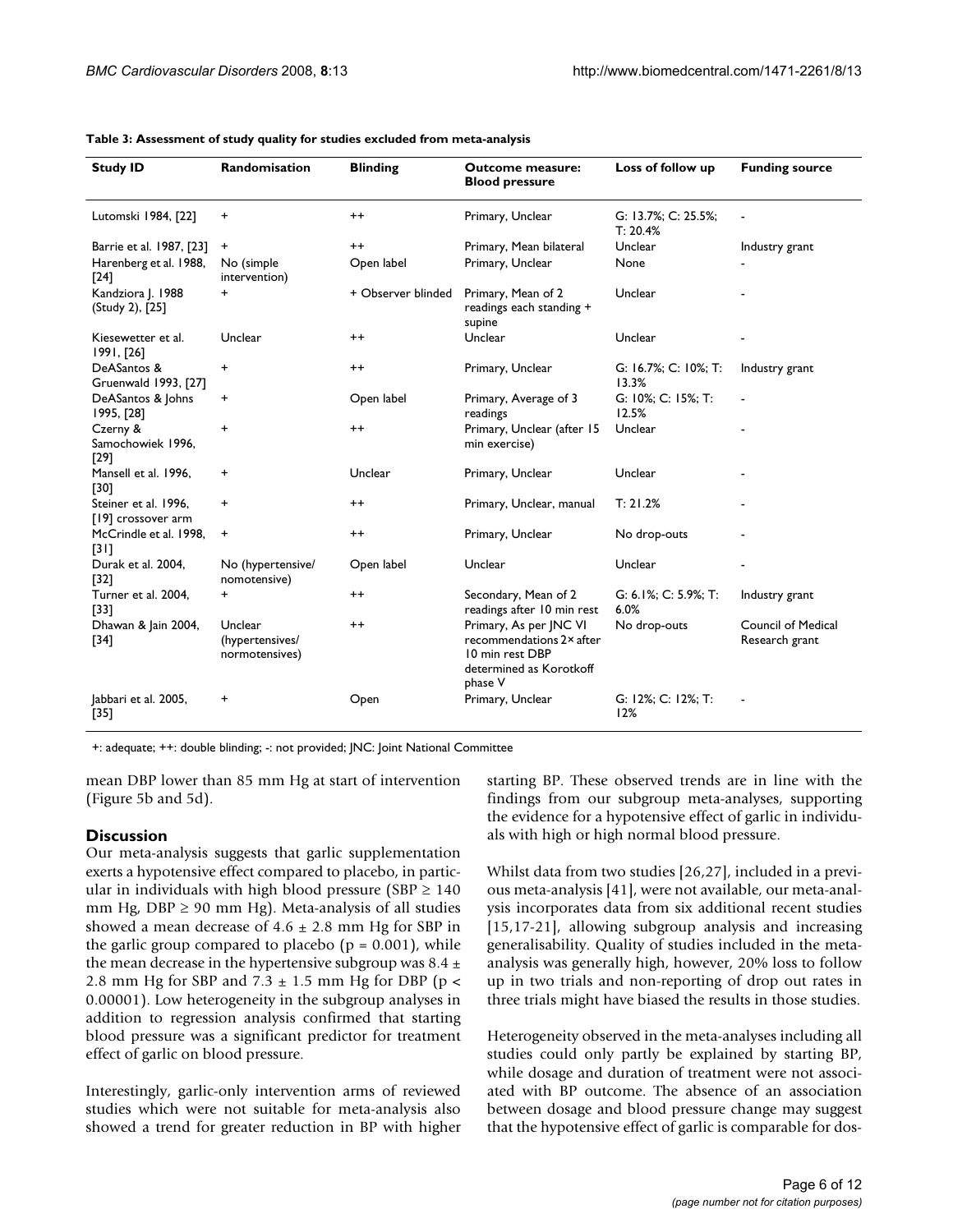**Table 3: Assessment of study quality for studies excluded from meta-analysis**

| Study ID | Randomisation | Blinding | Outcome measure: Blood pressure | Loss of follow up | Funding source |
|---|---|---|---|---|---|
| Lutomski 1984, [22] | + | ++ | Primary, Unclear | G: 13.7%; C: 25.5%; T: 20.4% | - |
| Barrie et al. 1987, [23] | + | ++ | Primary, Mean bilateral | Unclear | Industry grant |
| Harenberg et al. 1988, [24] | No (simple intervention) | Open label | Primary, Unclear | None | - |
| Kandziora J. 1988 (Study 2), [25] | + | + Observer blinded | Primary, Mean of 2 readings each standing + supine | Unclear | - |
| Kiesewetter et al. 1991, [26] | Unclear | ++ | Unclear | Unclear | - |
| DeASantos & Gruenwald 1993, [27] | + | ++ | Primary, Unclear | G: 16.7%; C: 10%; T: 13.3% | Industry grant |
| DeASantos & Johns 1995, [28] | + | Open label | Primary, Average of 3 readings | G: 10%; C: 15%; T: 12.5% | - |
| Czerny & Samochowiek 1996, [29] | + | ++ | Primary, Unclear (after 15 min exercise) | Unclear | - |
| Mansell et al. 1996, [30] | + | Unclear | Primary, Unclear | Unclear | - |
| Steiner et al. 1996, [19] crossover arm | + | ++ | Primary, Unclear, manual | T: 21.2% | - |
| McCrindle et al. 1998, [31] | + | ++ | Primary, Unclear | No drop-outs | - |
| Durak et al. 2004, [32] | No (hypertensive/ nomotensive) | Open label | Unclear | Unclear | - |
| Turner et al. 2004, [33] | + | ++ | Secondary, Mean of 2 readings after 10 min rest | G: 6.1%; C: 5.9%; T: 6.0% | Industry grant |
| Dhawan & Jain 2004, [34] | Unclear (hypertensives/ normotensives) | ++ | Primary, As per JNC VI recommendations 2× after 10 min rest DBP determined as Korotkoff phase V | No drop-outs | Council of Medical Research grant |
| Jabbari et al. 2005, [35] | + | Open | Primary, Unclear | G: 12%; C: 12%; T: 12% | - |

+: adequate; ++: double blinding; -: not provided; JNC: Joint National Committee

mean DBP lower than 85 mm Hg at start of intervention (Figure 5b and 5d).

## Discussion

Our meta-analysis suggests that garlic supplementation exerts a hypotensive effect compared to placebo, in particular in individuals with high blood pressure (SBP $\geq$ 140 mm Hg, DBP $\geq$ 90 mm Hg). Meta-analysis of all studies showed a mean decrease of 4.6 $\pm$ 2.8 mm Hg for SBP in the garlic group compared to placebo ($p = 0.001$), while the mean decrease in the hypertensive subgroup was 8.4 $\pm$ 2.8 mm Hg for SBP and 7.3 $\pm$ 1.5 mm Hg for DBP ($p < 0.00001$). Low heterogeneity in the subgroup analyses in addition to regression analysis confirmed that starting blood pressure was a significant predictor for treatment effect of garlic on blood pressure.

Interestingly, garlic-only intervention arms of reviewed studies which were not suitable for meta-analysis also showed a trend for greater reduction in BP with higher starting BP. These observed trends are in line with the findings from our subgroup meta-analyses, supporting the evidence for a hypotensive effect of garlic in individuals with high or high normal blood pressure.

Whilst data from two studies [26,27], included in a previous meta-analysis [41], were not available, our meta-analysis incorporates data from six additional recent studies [15,17-21], allowing subgroup analysis and increasing generalisability. Quality of studies included in the meta-analysis was generally high, however, 20% loss to follow up in two trials and non-reporting of drop out rates in three trials might have biased the results in those studies.

Heterogeneity observed in the meta-analyses including all studies could only partly be explained by starting BP, while dosage and duration of treatment were not associated with BP outcome. The absence of an association between dosage and blood pressure change may suggest that the hypotensive effect of garlic is comparable for dos-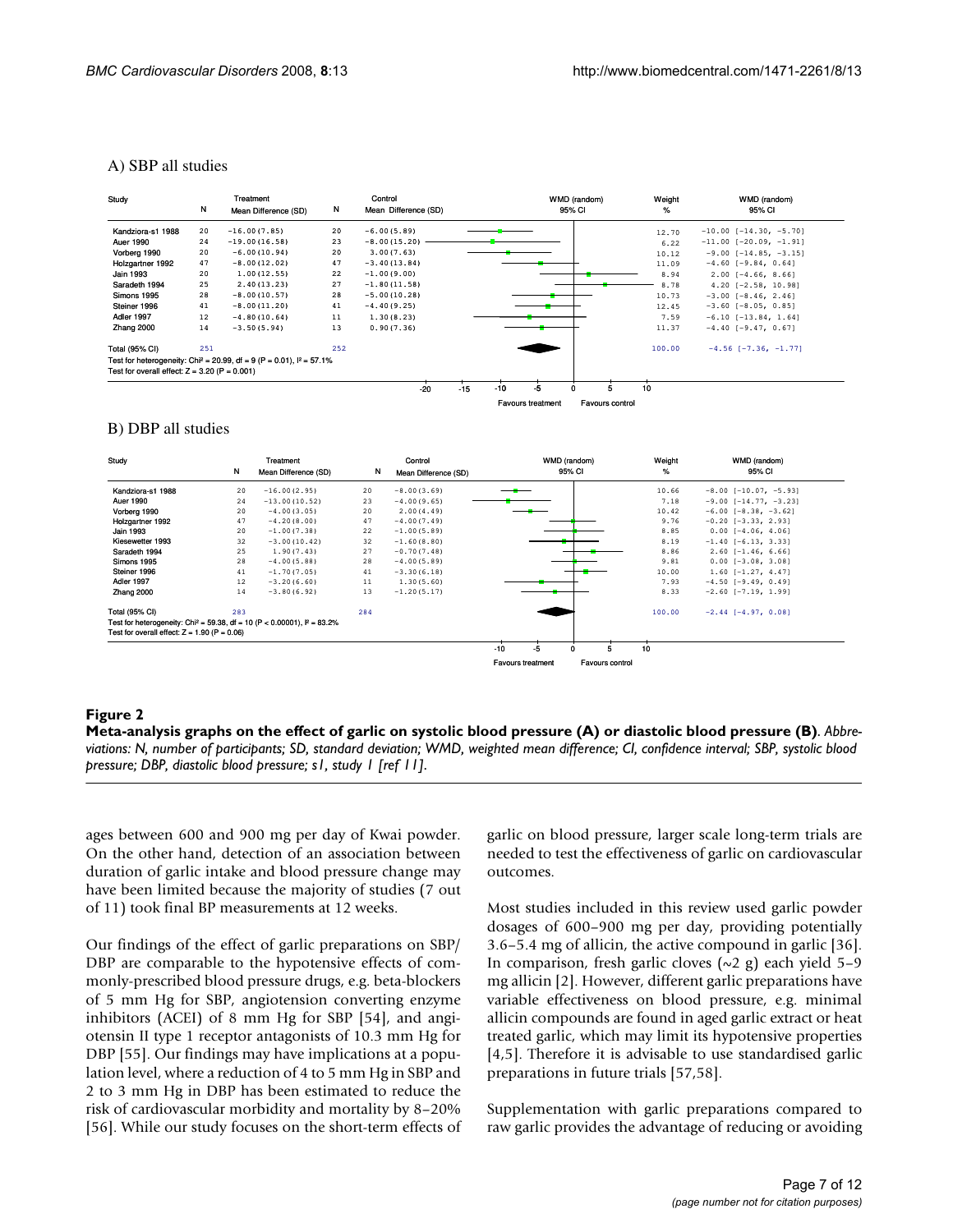A) SBP all studies

| Study | N | Treatment Mean Difference (SD) | N | Control Mean Difference (SD) | Weight % | WMD (random) 95% CI |
|---|---|---|---|---|---|---|
| Kandziora-s1 1988 | 20 | −16.00(7.85) | 20 | −6.00(5.89) | 12.70 | −10.00 [−14.30, −5.70] |
| Auer 1990 | 24 | −19.00(16.58) | 23 | −8.00(15.20) | 6.22 | −11.00 [−20.09, −1.91] |
| Vorberg 1990 | 20 | −6.00(10.94) | 20 | 3.00(7.63) | 10.12 | −9.00 [−14.85, −3.15] |
| Holzgartner 1992 | 47 | −8.00(12.02) | 47 | −3.40(13.84) | 11.09 | −4.60 [−9.84, 0.64] |
| Jain 1993 | 20 | 1.00(12.55) | 22 | −1.00(9.00) | 8.94 | 2.00 [−4.66, 8.66] |
| Saradeth 1994 | 25 | 2.40(13.23) | 27 | −1.80(11.58) | 8.78 | 4.20 [−2.58, 10.98] |
| Simons 1995 | 28 | −8.00(10.57) | 28 | −5.00(10.28) | 10.73 | −3.00 [−8.46, 2.46] |
| Steiner 1996 | 41 | −8.00(11.20) | 41 | −4.40(9.25) | 12.45 | −3.60 [−8.05, 0.85] |
| Adler 1997 | 12 | −4.80(10.64) | 11 | 1.30(8.23) | 7.59 | −6.10 [−13.84, 1.64] |
| Zhang 2000 | 14 | −3.50(5.94) | 13 | 0.90(7.36) | 11.37 | −4.40 [−9.47, 0.67] |
| Total (95% CI) | 251 | | 252 | | 100.00 | −4.56 [−7.36, −1.77] |

Test for heterogeneity: Chi² = 20.99, df = 9 (P = 0.01), I² = 57.1%
Test for overall effect: Z = 3.20 (P = 0.001)

Favours treatment — Favours control

B) DBP all studies

| Study | N | Treatment Mean Difference (SD) | N | Control Mean Difference (SD) | Weight % | WMD (random) 95% CI |
|---|---|---|---|---|---|---|
| Kandziora-s1 1988 | 20 | −16.00(2.95) | 20 | −8.00(3.69) | 10.66 | −8.00 [−10.07, −5.93] |
| Auer 1990 | 24 | −13.00(10.52) | 23 | −4.00(9.65) | 7.18 | −9.00 [−14.77, −3.23] |
| Vorberg 1990 | 20 | −4.00(3.05) | 20 | 2.00(4.49) | 10.42 | −6.00 [−8.38, −3.62] |
| Holzgartner 1992 | 47 | −4.20(8.00) | 47 | −4.00(7.49) | 9.76 | −0.20 [−3.33, 2.93] |
| Jain 1993 | 20 | −1.00(7.38) | 22 | −1.00(5.89) | 8.85 | 0.00 [−4.06, 4.06] |
| Kiesewetter 1993 | 32 | −3.00(10.42) | 32 | −1.60(8.80) | 8.19 | −1.40 [−6.13, 3.33] |
| Saradeth 1994 | 25 | 1.90(7.43) | 27 | −0.70(7.48) | 8.86 | 2.60 [−1.46, 6.66] |
| Simons 1995 | 28 | −4.00(5.88) | 28 | −4.00(5.89) | 9.81 | 0.00 [−3.08, 3.08] |
| Steiner 1996 | 41 | −1.70(7.05) | 41 | −3.30(6.18) | 10.00 | 1.60 [−1.27, 4.47] |
| Adler 1997 | 12 | −3.20(6.60) | 11 | 1.30(5.60) | 7.93 | −4.50 [−9.49, 0.49] |
| Zhang 2000 | 14 | −3.80(6.92) | 13 | −1.20(5.17) | 8.33 | −2.60 [−7.19, 1.99] |
| Total (95% CI) | 283 | | 284 | | 100.00 | −2.44 [−4.97, 0.08] |

Test for heterogeneity: Chi² = 59.38, df = 10 (P < 0.00001), I² = 83.2%
Test for overall effect: Z = 1.90 (P = 0.06)

Favours treatment — Favours control

**Figure 2**
**Meta-analysis graphs on the effect of garlic on systolic blood pressure (A) or diastolic blood pressure (B)**. *Abbreviations: N, number of participants; SD, standard deviation; WMD, weighted mean difference; CI, confidence interval; SBP, systolic blood pressure; DBP, diastolic blood pressure; s1, study 1 [ref 11].*

ages between 600 and 900 mg per day of Kwai powder. On the other hand, detection of an association between duration of garlic intake and blood pressure change may have been limited because the majority of studies (7 out of 11) took final BP measurements at 12 weeks.

Our findings of the effect of garlic preparations on SBP/DBP are comparable to the hypotensive effects of commonly-prescribed blood pressure drugs, e.g. beta-blockers of 5 mm Hg for SBP, angiotension converting enzyme inhibitors (ACEI) of 8 mm Hg for SBP [54], and angiotensin II type 1 receptor antagonists of 10.3 mm Hg for DBP [55]. Our findings may have implications at a population level, where a reduction of 4 to 5 mm Hg in SBP and 2 to 3 mm Hg in DBP has been estimated to reduce the risk of cardiovascular morbidity and mortality by 8–20% [56]. While our study focuses on the short-term effects of garlic on blood pressure, larger scale long-term trials are needed to test the effectiveness of garlic on cardiovascular outcomes.

Most studies included in this review used garlic powder dosages of 600–900 mg per day, providing potentially 3.6–5.4 mg of allicin, the active compound in garlic [36]. In comparison, fresh garlic cloves (~2 g) each yield 5–9 mg allicin [2]. However, different garlic preparations have variable effectiveness on blood pressure, e.g. minimal allicin compounds are found in aged garlic extract or heat treated garlic, which may limit its hypotensive properties [4,5]. Therefore it is advisable to use standardised garlic preparations in future trials [57,58].

Supplementation with garlic preparations compared to raw garlic provides the advantage of reducing or avoiding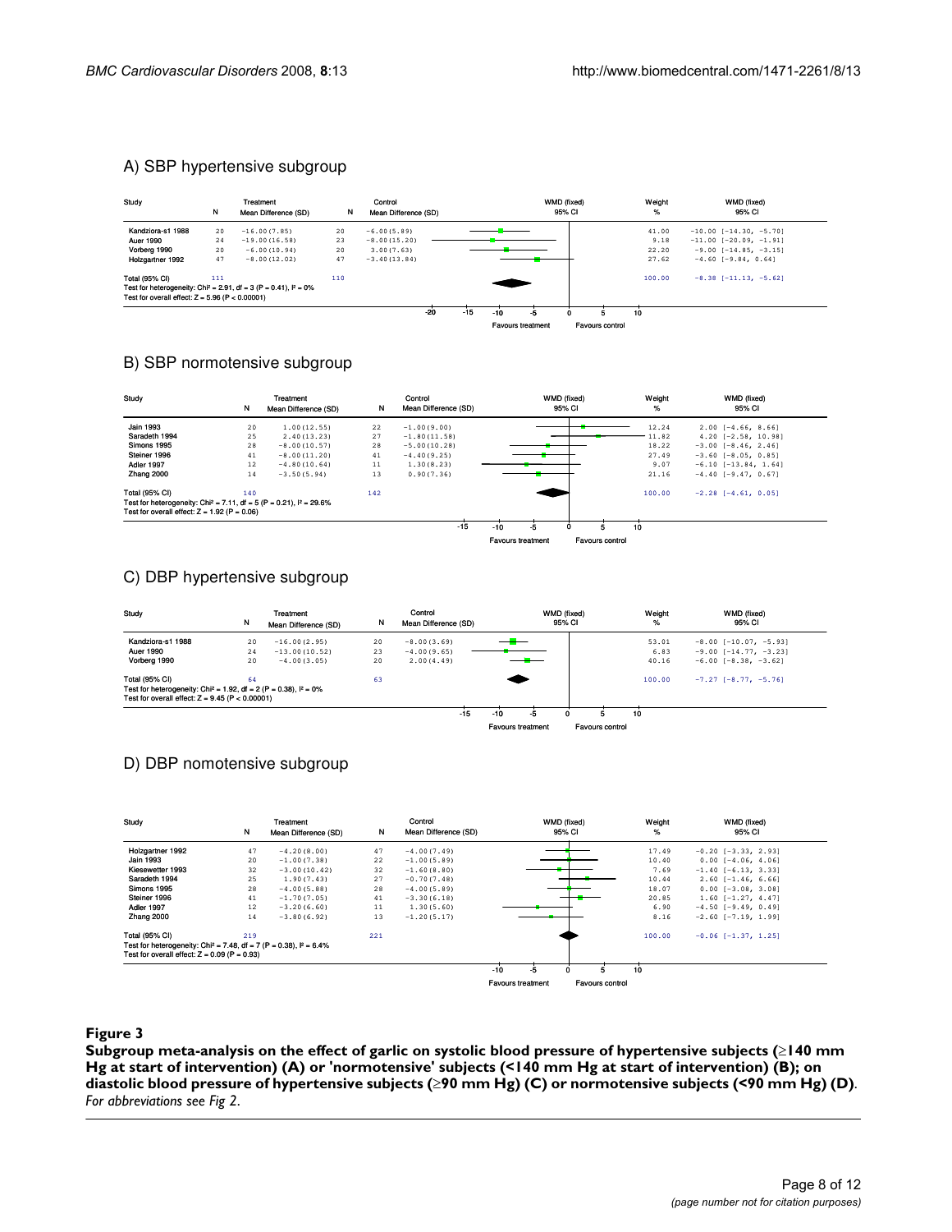## A) SBP hypertensive subgroup

| Study | N | Treatment Mean Difference (SD) | N | Control Mean Difference (SD) | Weight % | WMD (fixed) 95% CI |
|---|---|---|---|---|---|---|
| Kandziora-s1 1988 | 20 | −16.00(7.85) | 20 | −6.00(5.89) | 41.00 | −10.00 [−14.30, −5.70] |
| Auer 1990 | 24 | −19.00(16.58) | 23 | −8.00(15.20) | 9.18 | −11.00 [−20.09, −1.91] |
| Vorberg 1990 | 20 | −6.00(10.94) | 20 | 3.00(7.63) | 22.20 | −9.00 [−14.85, −3.15] |
| Holzgartner 1992 | 47 | −8.00(12.02) | 47 | −3.40(13.84) | 27.62 | −4.60 [−9.84, 0.64] |
| Total (95% CI) | 111 | | 110 | | 100.00 | −8.38 [−11.13, −5.62] |

Test for heterogeneity: $Chi^2 = 2.91$, df = 3 (P = 0.41), $I^2 = 0\%$
Test for overall effect: Z = 5.96 (P < 0.00001)

Favours treatment / Favours control

## B) SBP normotensive subgroup

| Study | N | Treatment Mean Difference (SD) | N | Control Mean Difference (SD) | Weight % | WMD (fixed) 95% CI |
|---|---|---|---|---|---|---|
| Jain 1993 | 20 | 1.00(12.55) | 22 | −1.00(9.00) | 12.24 | 2.00 [−4.66, 8.66] |
| Saradeth 1994 | 25 | 2.40(13.23) | 27 | −1.80(11.58) | 11.82 | 4.20 [−2.58, 10.98] |
| Simons 1995 | 28 | −8.00(10.57) | 28 | −5.00(10.28) | 18.22 | −3.00 [−8.46, 2.46] |
| Steiner 1996 | 41 | −8.00(11.20) | 41 | −4.40(9.25) | 27.49 | −3.60 [−8.05, 0.85] |
| Adler 1997 | 12 | −4.80(10.64) | 11 | 1.30(8.23) | 9.07 | −6.10 [−13.84, 1.64] |
| Zhang 2000 | 14 | −3.50(5.94) | 13 | 0.90(7.36) | 21.16 | −4.40 [−9.47, 0.67] |
| Total (95% CI) | 140 | | 142 | | 100.00 | −2.28 [−4.61, 0.05] |

Test for heterogeneity: $Chi^2 = 7.11$, df = 5 (P = 0.21), $I^2 = 29.6\%$
Test for overall effect: Z = 1.92 (P = 0.06)

Favours treatment / Favours control

## C) DBP hypertensive subgroup

| Study | N | Treatment Mean Difference (SD) | N | Control Mean Difference (SD) | Weight % | WMD (fixed) 95% CI |
|---|---|---|---|---|---|---|
| Kandziora-s1 1988 | 20 | −16.00(2.95) | 20 | −8.00(3.69) | 53.01 | −8.00 [−10.07, −5.93] |
| Auer 1990 | 24 | −13.00(10.52) | 23 | −4.00(9.65) | 6.83 | −9.00 [−14.77, −3.23] |
| Vorberg 1990 | 20 | −4.00(3.05) | 20 | 2.00(4.49) | 40.16 | −6.00 [−8.38, −3.62] |
| Total (95% CI) | 64 | | 63 | | 100.00 | −7.27 [−8.77, −5.76] |

Test for heterogeneity: $Chi^2 = 1.92$, df = 2 (P = 0.38), $I^2 = 0\%$
Test for overall effect: Z = 9.45 (P < 0.00001)

Favours treatment / Favours control

## D) DBP nomotensive subgroup

| Study | N | Treatment Mean Difference (SD) | N | Control Mean Difference (SD) | Weight % | WMD (fixed) 95% CI |
|---|---|---|---|---|---|---|
| Holzgartner 1992 | 47 | −4.20(8.00) | 47 | −4.00(7.49) | 17.49 | −0.20 [−3.33, 2.93] |
| Jain 1993 | 20 | −1.00(7.38) | 22 | −1.00(5.89) | 10.40 | 0.00 [−4.06, 4.06] |
| Kiesewetter 1993 | 32 | −3.00(10.42) | 32 | −1.60(8.80) | 7.69 | −1.40 [−6.13, 3.33] |
| Saradeth 1994 | 25 | 1.90(7.43) | 27 | −0.70(7.48) | 10.44 | 2.60 [−1.46, 6.66] |
| Simons 1995 | 28 | −4.00(5.88) | 28 | −4.00(5.89) | 18.07 | 0.00 [−3.08, 3.08] |
| Steiner 1996 | 41 | −1.70(7.05) | 41 | −3.30(6.18) | 20.85 | 1.60 [−1.27, 4.47] |
| Adler 1997 | 12 | −3.20(6.60) | 11 | 1.30(5.60) | 6.90 | −4.50 [−9.49, 0.49] |
| Zhang 2000 | 14 | −3.80(6.92) | 13 | −1.20(5.17) | 8.16 | −2.60 [−7.19, 1.99] |
| Total (95% CI) | 219 | | 221 | | 100.00 | −0.06 [−1.37, 1.25] |

Test for heterogeneity: $Chi^2 = 7.48$, df = 7 (P = 0.38), $I^2 = 6.4\%$
Test for overall effect: Z = 0.09 (P = 0.93)

Favours treatment / Favours control

**Figure 3**

**Subgroup meta-analysis on the effect of garlic on systolic blood pressure of hypertensive subjects (≥140 mm Hg at start of intervention) (A) or 'normotensive' subjects (<140 mm Hg at start of intervention) (B); on diastolic blood pressure of hypertensive subjects (≥90 mm Hg) (C) or normotensive subjects (<90 mm Hg) (D)**. *For abbreviations see Fig 2*.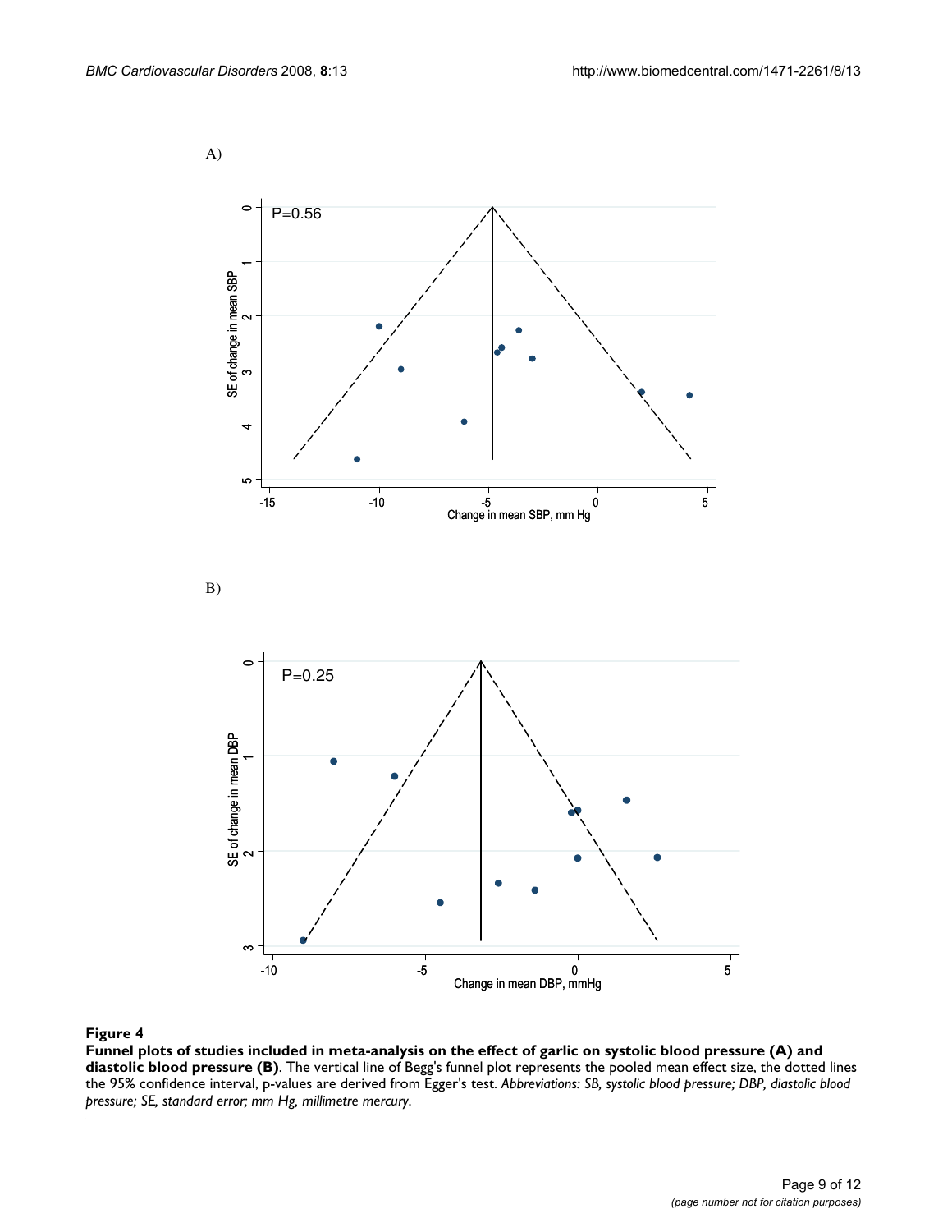A)

B)

**Figure 4**

**Funnel plots of studies included in meta-analysis on the effect of garlic on systolic blood pressure (A) and diastolic blood pressure (B)**. The vertical line of Begg's funnel plot represents the pooled mean effect size, the dotted lines the 95% confidence interval, p-values are derived from Egger's test. *Abbreviations: SB, systolic blood pressure; DBP, diastolic blood pressure; SE, standard error; mm Hg, millimetre mercury.*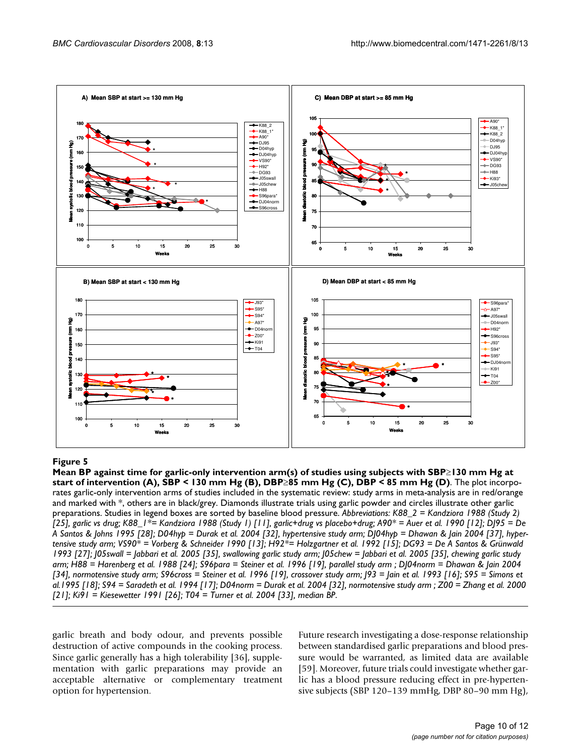**Figure 5**

**Mean BP against time for garlic-only intervention arm(s) of studies using subjects with SBP≥130 mm Hg at start of intervention (A), SBP < 130 mm Hg (B), DBP≥85 mm Hg (C), DBP < 85 mm Hg (D)**. The plot incorporates garlic-only intervention arms of studies included in the systematic review: study arms in meta-analysis are in red/orange and marked with *, others are in black/grey. Diamonds illustrate trials using garlic powder and circles illustrate other garlic preparations. Studies in legend boxes are sorted by baseline blood pressure. *Abbreviations: K88_2 = Kandziora 1988 (Study 2) [25], garlic vs drug; K88_1*= Kandziora 1988 (Study 1) [11], garlic+drug vs placebo+drug; A90* = Auer et al. 1990 [12]; DJ95 = De A Santos & Johns 1995 [28]; D04hyp = Durak et al. 2004 [32], hypertensive study arm; DJ04hyp = Dhawan & Jain 2004 [37], hypertensive study arm; VS90* = Vorberg & Schneider 1990 [13]; H92*= Holzgartner et al. 1992 [15]; DG93 = De A Santos & Grünwald 1993 [27]; J05swall = Jabbari et al. 2005 [35], swallowing garlic study arm; J05chew = Jabbari et al. 2005 [35], chewing garlic study arm; H88 = Harenberg et al. 1988 [24]; S96para = Steiner et al. 1996 [19], parallel study arm ; DJ04norm = Dhawan & Jain 2004 [34], normotensive study arm; S96cross = Steiner et al. 1996 [19], crossover study arm; J93 = Jain et al. 1993 [16]; S95 = Simons et al.1995 [18]; S94 = Saradeth et al. 1994 [17]; D04norm = Durak et al. 2004 [32], normotensive study arm ; Z00 = Zhang et al. 2000 [21]; Ki91 = Kiesewetter 1991 [26]; T04 = Turner et al. 2004 [33], median BP.*

garlic breath and body odour, and prevents possible destruction of active compounds in the cooking process. Since garlic generally has a high tolerability [36], supplementation with garlic preparations may provide an acceptable alternative or complementary treatment option for hypertension.

Future research investigating a dose-response relationship between standardised garlic preparations and blood pressure would be warranted, as limited data are available [59]. Moreover, future trials could investigate whether garlic has a blood pressure reducing effect in pre-hypertensive subjects (SBP 120–139 mmHg, DBP 80–90 mm Hg),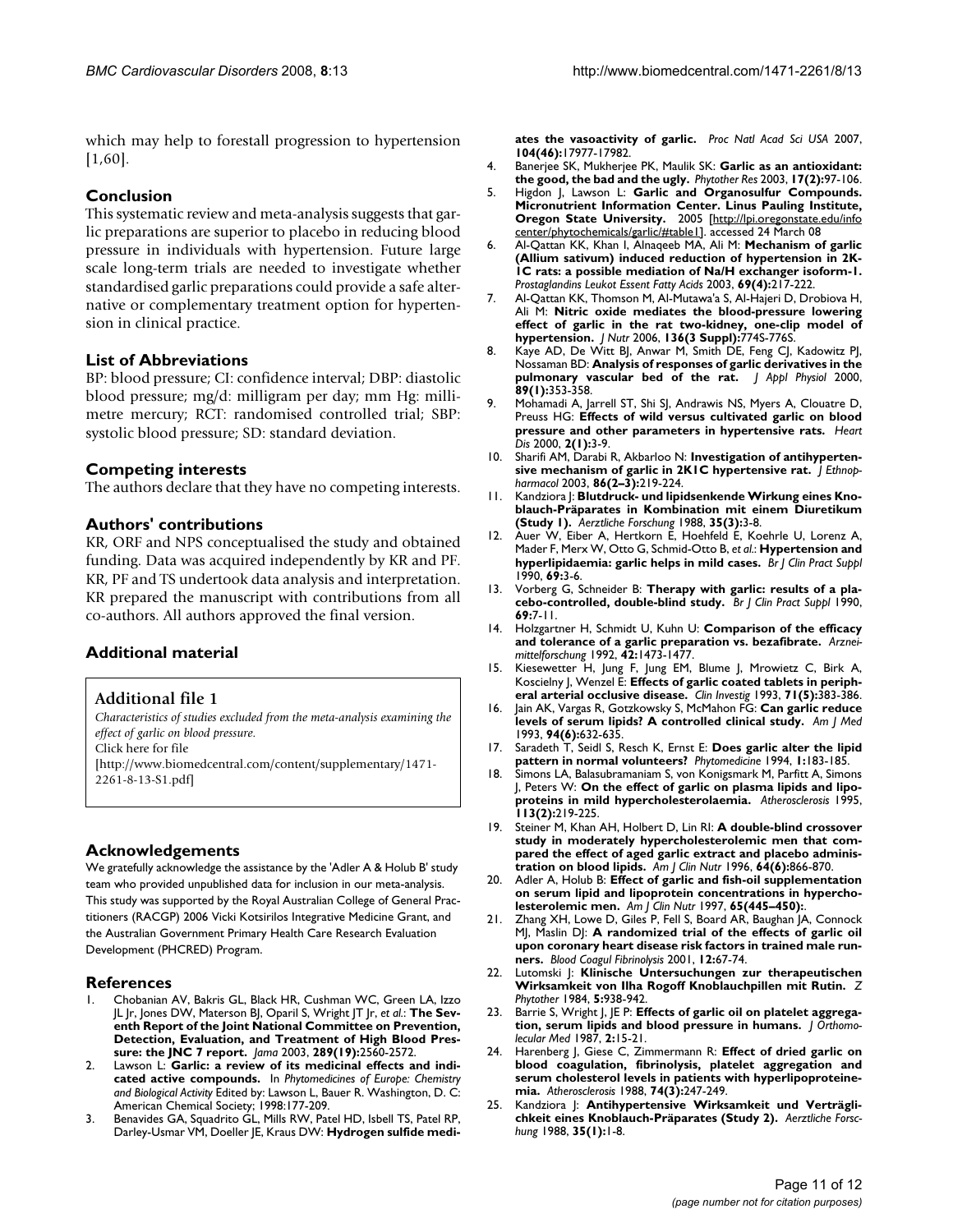which may help to forestall progression to hypertension [1,60].

## Conclusion

This systematic review and meta-analysis suggests that garlic preparations are superior to placebo in reducing blood pressure in individuals with hypertension. Future large scale long-term trials are needed to investigate whether standardised garlic preparations could provide a safe alternative or complementary treatment option for hypertension in clinical practice.

## List of Abbreviations

BP: blood pressure; CI: confidence interval; DBP: diastolic blood pressure; mg/d: milligram per day; mm Hg: millimetre mercury; RCT: randomised controlled trial; SBP: systolic blood pressure; SD: standard deviation.

## Competing interests

The authors declare that they have no competing interests.

## Authors' contributions

KR, ORF and NPS conceptualised the study and obtained funding. Data was acquired independently by KR and PF. KR, PF and TS undertook data analysis and interpretation. KR prepared the manuscript with contributions from all co-authors. All authors approved the final version.

## Additional material

**Additional file 1**

*Characteristics of studies excluded from the meta-analysis examining the effect of garlic on blood pressure.*
Click here for file
[http://www.biomedcentral.com/content/supplementary/1471-2261-8-13-S1.pdf]

## Acknowledgements

We gratefully acknowledge the assistance by the 'Adler A & Holub B' study team who provided unpublished data for inclusion in our meta-analysis. This study was supported by the Royal Australian College of General Practitioners (RACGP) 2006 Vicki Kotsirilos Integrative Medicine Grant, and the Australian Government Primary Health Care Research Evaluation Development (PHCRED) Program.

## References

1. Chobanian AV, Bakris GL, Black HR, Cushman WC, Green LA, Izzo JL Jr, Jones DW, Materson BJ, Oparil S, Wright JT Jr, *et al.*: **The Seventh Report of the Joint National Committee on Prevention, Detection, Evaluation, and Treatment of High Blood Pressure: the JNC 7 report.** *Jama* 2003, **289(19):**2560-2572.
2. Lawson L: **Garlic: a review of its medicinal effects and indicated active compounds.** In *Phytomedicines of Europe: Chemistry and Biological Activity* Edited by: Lawson L, Bauer R. Washington, D. C: American Chemical Society; 1998:177-209.
3. Benavides GA, Squadrito GL, Mills RW, Patel HD, Isbell TS, Patel RP, Darley-Usmar VM, Doeller JE, Kraus DW: **Hydrogen sulfide mediates the vasoactivity of garlic.** *Proc Natl Acad Sci USA* 2007, **104(46):**17977-17982.
4. Banerjee SK, Mukherjee PK, Maulik SK: **Garlic as an antioxidant: the good, the bad and the ugly.** *Phytother Res* 2003, **17(2):**97-106.
5. Higdon J, Lawson L: **Garlic and Organosulfur Compounds. Micronutrient Information Center. Linus Pauling Institute, Oregon State University.** 2005 [http://lpi.oregonstate.edu/infocenter/phytochemicals/garlic/#table1]. accessed 24 March 08
6. Al-Qattan KK, Khan I, Alnaqeeb MA, Ali M: **Mechanism of garlic (Allium sativum) induced reduction of hypertension in 2K-1C rats: a possible mediation of Na/H exchanger isoform-1.** *Prostaglandins Leukot Essent Fatty Acids* 2003, **69(4):**217-222.
7. Al-Qattan KK, Thomson M, Al-Mutawa'a S, Al-Hajeri D, Drobiova H, Ali M: **Nitric oxide mediates the blood-pressure lowering effect of garlic in the rat two-kidney, one-clip model of hypertension.** *J Nutr* 2006, **136(3 Suppl):**774S-776S.
8. Kaye AD, De Witt BJ, Anwar M, Smith DE, Feng CJ, Kadowitz PJ, Nossaman BD: **Analysis of responses of garlic derivatives in the pulmonary vascular bed of the rat.** *J Appl Physiol* 2000, **89(1):**353-358.
9. Mohamadi A, Jarrell ST, Shi SJ, Andrawis NS, Myers A, Clouatre D, Preuss HG: **Effects of wild versus cultivated garlic on blood pressure and other parameters in hypertensive rats.** *Heart Dis* 2000, **2(1):**3-9.
10. Sharifi AM, Darabi R, Akbarloo N: **Investigation of antihypertensive mechanism of garlic in 2K1C hypertensive rat.** *J Ethnopharmacol* 2003, **86(2–3):**219-224.
11. Kandziora J: **Blutdruck- und lipidsenkende Wirkung eines Knoblauch-Präparates in Kombination mit einem Diuretikum (Study 1).** *Aerztliche Forschung* 1988, **35(3):**3-8.
12. Auer W, Eiber A, Hertkorn E, Hoehfeld E, Koehrle U, Lorenz A, Mader F, Merx W, Otto G, Schmid-Otto B, *et al.*: **Hypertension and hyperlipidaemia: garlic helps in mild cases.** *Br J Clin Pract Suppl* 1990, **69:**3-6.
13. Vorberg G, Schneider B: **Therapy with garlic: results of a placebo-controlled, double-blind study.** *Br J Clin Pract Suppl* 1990, **69:**7-11.
14. Holzgartner H, Schmidt U, Kuhn U: **Comparison of the efficacy and tolerance of a garlic preparation vs. bezafibrate.** *Arzneimittelforschung* 1992, **42:**1473-1477.
15. Kiesewetter H, Jung F, Jung EM, Blume J, Mrowietz C, Birk A, Koscielny J, Wenzel E: **Effects of garlic coated tablets in peripheral arterial occlusive disease.** *Clin Investig* 1993, **71(5):**383-386.
16. Jain AK, Vargas R, Gotzkowsky S, McMahon FG: **Can garlic reduce levels of serum lipids? A controlled clinical study.** *Am J Med* 1993, **94(6):**632-635.
17. Saradeth T, Seidl S, Resch K, Ernst E: **Does garlic alter the lipid pattern in normal volunteers?** *Phytomedicine* 1994, **1:**183-185.
18. Simons LA, Balasubramaniam S, von Konigsmark M, Parfitt A, Simons J, Peters W: **On the effect of garlic on plasma lipids and lipoproteins in mild hypercholesterolaemia.** *Atherosclerosis* 1995, **113(2):**219-225.
19. Steiner M, Khan AH, Holbert D, Lin RI: **A double-blind crossover study in moderately hypercholesterolemic men that compared the effect of aged garlic extract and placebo administration on blood lipids.** *Am J Clin Nutr* 1996, **64(6):**866-870.
20. Adler A, Holub B: **Effect of garlic and fish-oil supplementation on serum lipid and lipoprotein concentrations in hypercholesterolemic men.** *Am J Clin Nutr* 1997, **65(445–450):**.
21. Zhang XH, Lowe D, Giles P, Fell S, Board AR, Baughan JA, Connock MJ, Maslin DJ: **A randomized trial of the effects of garlic oil upon coronary heart disease risk factors in trained male runners.** *Blood Coagul Fibrinolysis* 2001, **12:**67-74.
22. Lutomski J: **Klinische Untersuchungen zur therapeutischen Wirksamkeit von Ilha Rogoff Knoblauchpillen mit Rutin.** *Z Phytother* 1984, **5:**938-942.
23. Barrie S, Wright J, JE P: **Effects of garlic oil on platelet aggregation, serum lipids and blood pressure in humans.** *J Orthomolecular Med* 1987, **2:**15-21.
24. Harenberg J, Giese C, Zimmermann R: **Effect of dried garlic on blood coagulation, fibrinolysis, platelet aggregation and serum cholesterol levels in patients with hyperlipoproteinemia.** *Atherosclerosis* 1988, **74(3):**247-249.
25. Kandziora J: **Antihypertensive Wirksamkeit und Verträglichkeit eines Knoblauch-Präparates (Study 2).** *Aerztliche Forschung* 1988, **35(1):**1-8.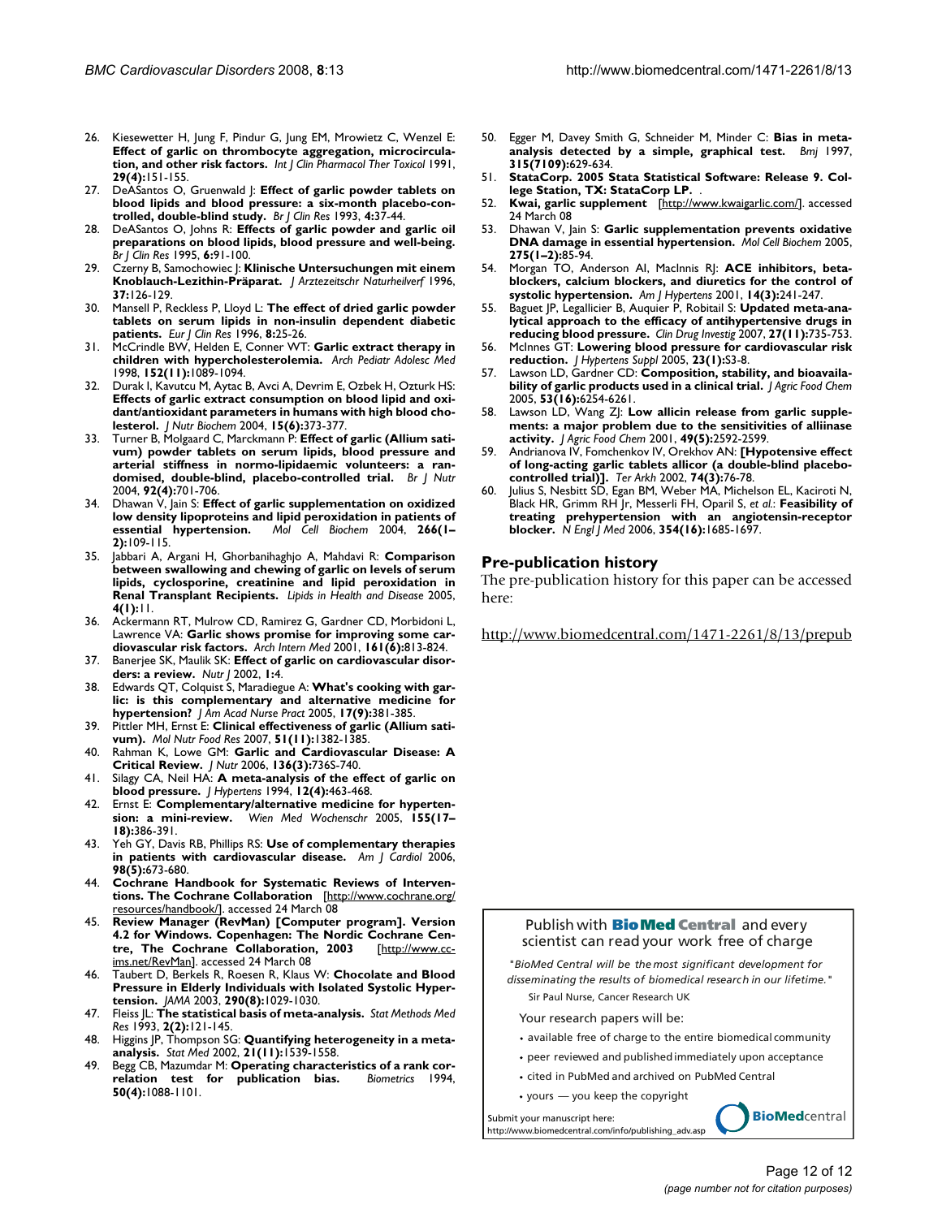26. Kiesewetter H, Jung F, Pindur G, Jung EM, Mrowietz C, Wenzel E: **Effect of garlic on thrombocyte aggregation, microcirculation, and other risk factors.** *Int J Clin Pharmacol Ther Toxicol* 1991, **29(4):**151-155.
27. DeASantos O, Gruenwald J: **Effect of garlic powder tablets on blood lipids and blood pressure: a six-month placebo-controlled, double-blind study.** *Br J Clin Res* 1993, **4:**37-44.
28. DeASantos O, Johns R: **Effects of garlic powder and garlic oil preparations on blood lipids, blood pressure and well-being.** *Br J Clin Res* 1995, **6:**91-100.
29. Czerny B, Samochowiec J: **Klinische Untersuchungen mit einem Knoblauch-Lezithin-Präparat.** *J Arztezeitschr Naturheilverf* 1996, **37:**126-129.
30. Mansell P, Reckless P, Lloyd L: **The effect of dried garlic powder tablets on serum lipids in non-insulin dependent diabetic patients.** *Eur J Clin Res* 1996, **8:**25-26.
31. McCrindle BW, Helden E, Conner WT: **Garlic extract therapy in children with hypercholesterolemia.** *Arch Pediatr Adolesc Med* 1998, **152(11):**1089-1094.
32. Durak I, Kavutcu M, Aytac B, Avci A, Devrim E, Ozbek H, Ozturk HS: **Effects of garlic extract consumption on blood lipid and oxidant/antioxidant parameters in humans with high blood cholesterol.** *J Nutr Biochem* 2004, **15(6):**373-377.
33. Turner B, Molgaard C, Marckmann P: **Effect of garlic (Allium sativum) powder tablets on serum lipids, blood pressure and arterial stiffness in normo-lipidaemic volunteers: a randomised, double-blind, placebo-controlled trial.** *Br J Nutr* 2004, **92(4):**701-706.
34. Dhawan V, Jain S: **Effect of garlic supplementation on oxidized low density lipoproteins and lipid peroxidation in patients of essential hypertension.** *Mol Cell Biochem* 2004, **266(1–2):**109-115.
35. Jabbari A, Argani H, Ghorbanihaghjo A, Mahdavi R: **Comparison between swallowing and chewing of garlic on levels of serum lipids, cyclosporine, creatinine and lipid peroxidation in Renal Transplant Recipients.** *Lipids in Health and Disease* 2005, **4(1):**11.
36. Ackermann RT, Mulrow CD, Ramirez G, Gardner CD, Morbidoni L, Lawrence VA: **Garlic shows promise for improving some cardiovascular risk factors.** *Arch Intern Med* 2001, **161(6):**813-824.
37. Banerjee SK, Maulik SK: **Effect of garlic on cardiovascular disorders: a review.** *Nutr J* 2002, **1:**4.
38. Edwards QT, Colquist S, Maradiegue A: **What's cooking with garlic: is this complementary and alternative medicine for hypertension?** *J Am Acad Nurse Pract* 2005, **17(9):**381-385.
39. Pittler MH, Ernst E: **Clinical effectiveness of garlic (Allium sativum).** *Mol Nutr Food Res* 2007, **51(11):**1382-1385.
40. Rahman K, Lowe GM: **Garlic and Cardiovascular Disease: A Critical Review.** *J Nutr* 2006, **136(3):**736S-740.
41. Silagy CA, Neil HA: **A meta-analysis of the effect of garlic on blood pressure.** *J Hypertens* 1994, **12(4):**463-468.
42. Ernst E: **Complementary/alternative medicine for hypertension: a mini-review.** *Wien Med Wochenschr* 2005, **155(17–18):**386-391.
43. Yeh GY, Davis RB, Phillips RS: **Use of complementary therapies in patients with cardiovascular disease.** *Am J Cardiol* 2006, **98(5):**673-680.
44. **Cochrane Handbook for Systematic Reviews of Interventions. The Cochrane Collaboration** [http://www.cochrane.org/resources/handbook/]. accessed 24 March 08
45. **Review Manager (RevMan) [Computer program]. Version 4.2 for Windows. Copenhagen: The Nordic Cochrane Centre, The Cochrane Collaboration, 2003** [http://www.cc-ims.net/RevMan]. accessed 24 March 08
46. Taubert D, Berkels R, Roesen R, Klaus W: **Chocolate and Blood Pressure in Elderly Individuals with Isolated Systolic Hypertension.** *JAMA* 2003, **290(8):**1029-1030.
47. Fleiss JL: **The statistical basis of meta-analysis.** *Stat Methods Med Res* 1993, **2(2):**121-145.
48. Higgins JP, Thompson SG: **Quantifying heterogeneity in a meta-analysis.** *Stat Med* 2002, **21(11):**1539-1558.
49. Begg CB, Mazumdar M: **Operating characteristics of a rank correlation test for publication bias.** *Biometrics* 1994, **50(4):**1088-1101.
50. Egger M, Davey Smith G, Schneider M, Minder C: **Bias in meta-analysis detected by a simple, graphical test.** *Bmj* 1997, **315(7109):**629-634.
51. **StataCorp. 2005 Stata Statistical Software: Release 9. College Station, TX: StataCorp LP.** .
52. **Kwai, garlic supplement** [http://www.kwaigarlic.com/]. accessed 24 March 08
53. Dhawan V, Jain S: **Garlic supplementation prevents oxidative DNA damage in essential hypertension.** *Mol Cell Biochem* 2005, **275(1–2):**85-94.
54. Morgan TO, Anderson AI, MacInnis RJ: **ACE inhibitors, beta-blockers, calcium blockers, and diuretics for the control of systolic hypertension.** *Am J Hypertens* 2001, **14(3):**241-247.
55. Baguet JP, Legallicier B, Auquier P, Robitail S: **Updated meta-analytical approach to the efficacy of antihypertensive drugs in reducing blood pressure.** *Clin Drug Investig* 2007, **27(11):**735-753.
56. McInnes GT: **Lowering blood pressure for cardiovascular risk reduction.** *J Hypertens Suppl* 2005, **23(1):**S3-8.
57. Lawson LD, Gardner CD: **Composition, stability, and bioavailability of garlic products used in a clinical trial.** *J Agric Food Chem* 2005, **53(16):**6254-6261.
58. Lawson LD, Wang ZJ: **Low allicin release from garlic supplements: a major problem due to the sensitivities of alliinase activity.** *J Agric Food Chem* 2001, **49(5):**2592-2599.
59. Andrianova IV, Fomchenkov IV, Orekhov AN: **[Hypotensive effect of long-acting garlic tablets allicor (a double-blind placebo-controlled trial)].** *Ter Arkh* 2002, **74(3):**76-78.
60. Julius S, Nesbitt SD, Egan BM, Weber MA, Michelson EL, Kaciroti N, Black HR, Grimm RH Jr, Messerli FH, Oparil S, *et al.*: **Feasibility of treating prehypertension with an angiotensin-receptor blocker.** *N Engl J Med* 2006, **354(16):**1685-1697.

## Pre-publication history

The pre-publication history for this paper can be accessed here:

http://www.biomedcentral.com/1471-2261/8/13/prepub

Publish with **BioMed Central** and every scientist can read your work free of charge

*"BioMed Central will be the most significant development for disseminating the results of biomedical research in our lifetime."*

Sir Paul Nurse, Cancer Research UK

Your research papers will be:

- available free of charge to the entire biomedical community
- peer reviewed and published immediately upon acceptance
- cited in PubMed and archived on PubMed Central
- yours — you keep the copyright

Submit your manuscript here:
http://www.biomedcentral.com/info/publishing_adv.asp

**BioMed**central